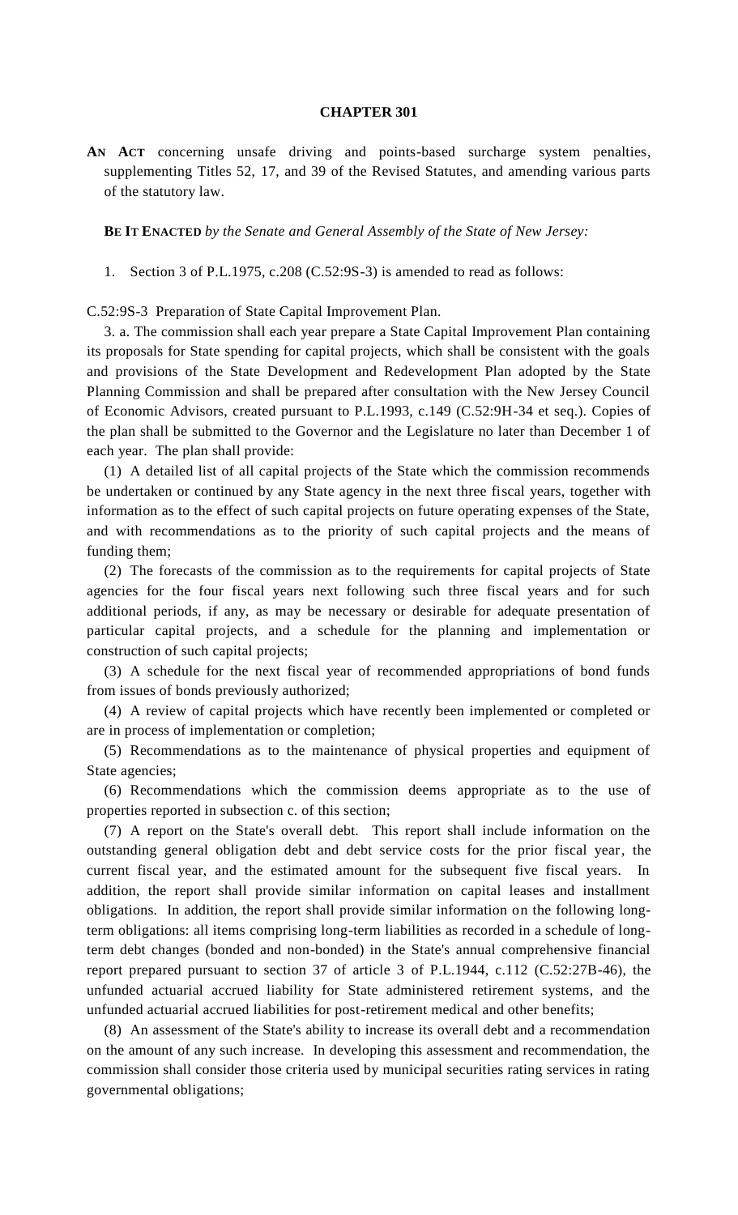**CHAPTER 301**

**AN ACT** concerning unsafe driving and points-based surcharge system penalties, supplementing Titles 52, 17, and 39 of the Revised Statutes, and amending various parts of the statutory law.

**BE IT ENACTED** *by the Senate and General Assembly of the State of New Jersey:*

1. Section 3 of P.L.1975, c.208 (C.52:9S-3) is amended to read as follows:

C.52:9S-3 Preparation of State Capital Improvement Plan.

3. a. The commission shall each year prepare a State Capital Improvement Plan containing its proposals for State spending for capital projects, which shall be consistent with the goals and provisions of the State Development and Redevelopment Plan adopted by the State Planning Commission and shall be prepared after consultation with the New Jersey Council of Economic Advisors, created pursuant to P.L.1993, c.149 (C.52:9H-34 et seq.). Copies of the plan shall be submitted to the Governor and the Legislature no later than December 1 of each year. The plan shall provide:

(1) A detailed list of all capital projects of the State which the commission recommends be undertaken or continued by any State agency in the next three fiscal years, together with information as to the effect of such capital projects on future operating expenses of the State, and with recommendations as to the priority of such capital projects and the means of funding them;

(2) The forecasts of the commission as to the requirements for capital projects of State agencies for the four fiscal years next following such three fiscal years and for such additional periods, if any, as may be necessary or desirable for adequate presentation of particular capital projects, and a schedule for the planning and implementation or construction of such capital projects;

(3) A schedule for the next fiscal year of recommended appropriations of bond funds from issues of bonds previously authorized;

(4) A review of capital projects which have recently been implemented or completed or are in process of implementation or completion;

(5) Recommendations as to the maintenance of physical properties and equipment of State agencies;

(6) Recommendations which the commission deems appropriate as to the use of properties reported in subsection c. of this section;

(7) A report on the State's overall debt. This report shall include information on the outstanding general obligation debt and debt service costs for the prior fiscal year, the current fiscal year, and the estimated amount for the subsequent five fiscal years. In addition, the report shall provide similar information on capital leases and installment obligations. In addition, the report shall provide similar information on the following long-term obligations: all items comprising long-term liabilities as recorded in a schedule of long-term debt changes (bonded and non-bonded) in the State's annual comprehensive financial report prepared pursuant to section 37 of article 3 of P.L.1944, c.112 (C.52:27B-46), the unfunded actuarial accrued liability for State administered retirement systems, and the unfunded actuarial accrued liabilities for post-retirement medical and other benefits;

(8) An assessment of the State's ability to increase its overall debt and a recommendation on the amount of any such increase. In developing this assessment and recommendation, the commission shall consider those criteria used by municipal securities rating services in rating governmental obligations;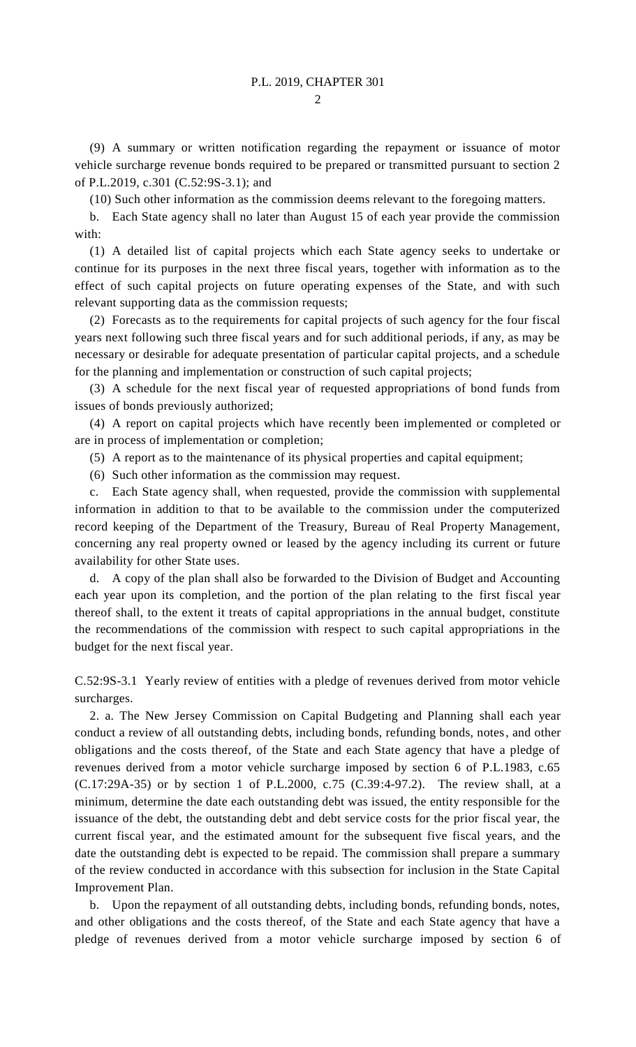(9) A summary or written notification regarding the repayment or issuance of motor vehicle surcharge revenue bonds required to be prepared or transmitted pursuant to section 2 of P.L.2019, c.301 (C.52:9S-3.1); and

(10) Such other information as the commission deems relevant to the foregoing matters.

b. Each State agency shall no later than August 15 of each year provide the commission with:

(1) A detailed list of capital projects which each State agency seeks to undertake or continue for its purposes in the next three fiscal years, together with information as to the effect of such capital projects on future operating expenses of the State, and with such relevant supporting data as the commission requests;

(2) Forecasts as to the requirements for capital projects of such agency for the four fiscal years next following such three fiscal years and for such additional periods, if any, as may be necessary or desirable for adequate presentation of particular capital projects, and a schedule for the planning and implementation or construction of such capital projects;

(3) A schedule for the next fiscal year of requested appropriations of bond funds from issues of bonds previously authorized;

(4) A report on capital projects which have recently been implemented or completed or are in process of implementation or completion;

(5) A report as to the maintenance of its physical properties and capital equipment;

(6) Such other information as the commission may request.

c. Each State agency shall, when requested, provide the commission with supplemental information in addition to that to be available to the commission under the computerized record keeping of the Department of the Treasury, Bureau of Real Property Management, concerning any real property owned or leased by the agency including its current or future availability for other State uses.

d. A copy of the plan shall also be forwarded to the Division of Budget and Accounting each year upon its completion, and the portion of the plan relating to the first fiscal year thereof shall, to the extent it treats of capital appropriations in the annual budget, constitute the recommendations of the commission with respect to such capital appropriations in the budget for the next fiscal year.

C.52:9S-3.1 Yearly review of entities with a pledge of revenues derived from motor vehicle surcharges.

2. a. The New Jersey Commission on Capital Budgeting and Planning shall each year conduct a review of all outstanding debts, including bonds, refunding bonds, notes, and other obligations and the costs thereof, of the State and each State agency that have a pledge of revenues derived from a motor vehicle surcharge imposed by section 6 of P.L.1983, c.65 (C.17:29A-35) or by section 1 of P.L.2000, c.75 (C.39:4-97.2). The review shall, at a minimum, determine the date each outstanding debt was issued, the entity responsible for the issuance of the debt, the outstanding debt and debt service costs for the prior fiscal year, the current fiscal year, and the estimated amount for the subsequent five fiscal years, and the date the outstanding debt is expected to be repaid. The commission shall prepare a summary of the review conducted in accordance with this subsection for inclusion in the State Capital Improvement Plan.

b. Upon the repayment of all outstanding debts, including bonds, refunding bonds, notes, and other obligations and the costs thereof, of the State and each State agency that have a pledge of revenues derived from a motor vehicle surcharge imposed by section 6 of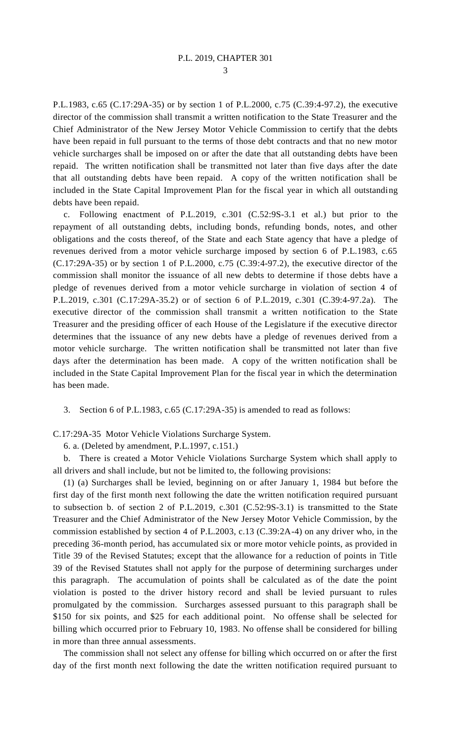P.L.1983, c.65 (C.17:29A-35) or by section 1 of P.L.2000, c.75 (C.39:4-97.2), the executive director of the commission shall transmit a written notification to the State Treasurer and the Chief Administrator of the New Jersey Motor Vehicle Commission to certify that the debts have been repaid in full pursuant to the terms of those debt contracts and that no new motor vehicle surcharges shall be imposed on or after the date that all outstanding debts have been repaid. The written notification shall be transmitted not later than five days after the date that all outstanding debts have been repaid. A copy of the written notification shall be included in the State Capital Improvement Plan for the fiscal year in which all outstanding debts have been repaid.

c. Following enactment of P.L.2019, c.301 (C.52:9S-3.1 et al.) but prior to the repayment of all outstanding debts, including bonds, refunding bonds, notes, and other obligations and the costs thereof, of the State and each State agency that have a pledge of revenues derived from a motor vehicle surcharge imposed by section 6 of P.L.1983, c.65 (C.17:29A-35) or by section 1 of P.L.2000, c.75 (C.39:4-97.2), the executive director of the commission shall monitor the issuance of all new debts to determine if those debts have a pledge of revenues derived from a motor vehicle surcharge in violation of section 4 of P.L.2019, c.301 (C.17:29A-35.2) or of section 6 of P.L.2019, c.301 (C.39:4-97.2a). The executive director of the commission shall transmit a written notification to the State Treasurer and the presiding officer of each House of the Legislature if the executive director determines that the issuance of any new debts have a pledge of revenues derived from a motor vehicle surcharge. The written notification shall be transmitted not later than five days after the determination has been made. A copy of the written notification shall be included in the State Capital Improvement Plan for the fiscal year in which the determination has been made.

3. Section 6 of P.L.1983, c.65 (C.17:29A-35) is amended to read as follows:

C.17:29A-35 Motor Vehicle Violations Surcharge System.

6. a. (Deleted by amendment, P.L.1997, c.151.)

b. There is created a Motor Vehicle Violations Surcharge System which shall apply to all drivers and shall include, but not be limited to, the following provisions:

(1) (a) Surcharges shall be levied, beginning on or after January 1, 1984 but before the first day of the first month next following the date the written notification required pursuant to subsection b. of section 2 of P.L.2019, c.301 (C.52:9S-3.1) is transmitted to the State Treasurer and the Chief Administrator of the New Jersey Motor Vehicle Commission, by the commission established by section 4 of P.L.2003, c.13 (C.39:2A-4) on any driver who, in the preceding 36-month period, has accumulated six or more motor vehicle points, as provided in Title 39 of the Revised Statutes; except that the allowance for a reduction of points in Title 39 of the Revised Statutes shall not apply for the purpose of determining surcharges under this paragraph. The accumulation of points shall be calculated as of the date the point violation is posted to the driver history record and shall be levied pursuant to rules promulgated by the commission. Surcharges assessed pursuant to this paragraph shall be $150 for six points, and $25 for each additional point. No offense shall be selected for billing which occurred prior to February 10, 1983. No offense shall be considered for billing in more than three annual assessments.

The commission shall not select any offense for billing which occurred on or after the first day of the first month next following the date the written notification required pursuant to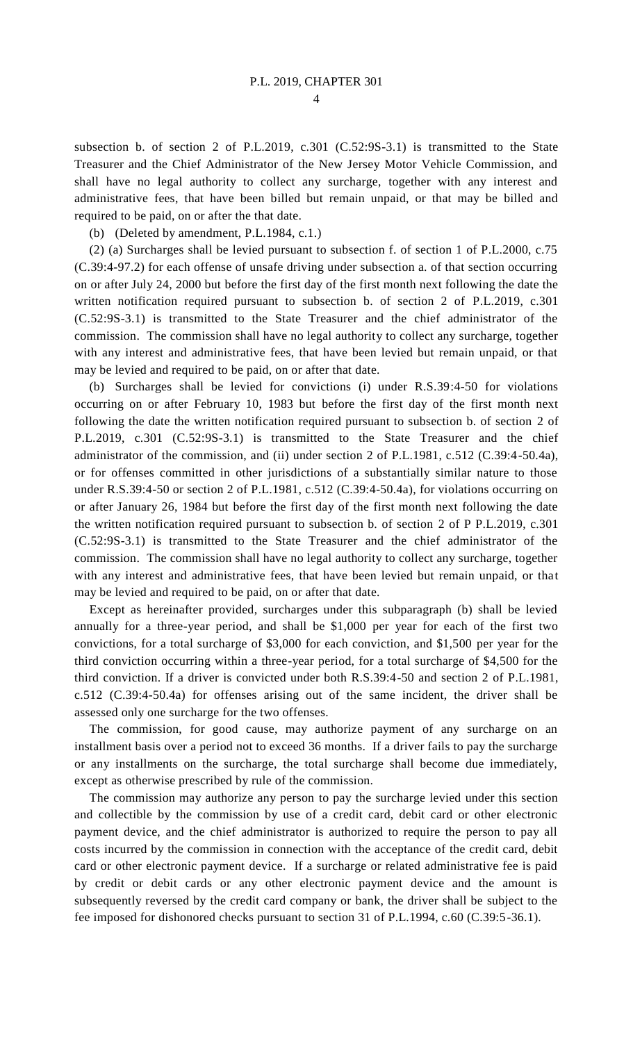subsection b. of section 2 of P.L.2019, c.301 (C.52:9S-3.1) is transmitted to the State Treasurer and the Chief Administrator of the New Jersey Motor Vehicle Commission, and shall have no legal authority to collect any surcharge, together with any interest and administrative fees, that have been billed but remain unpaid, or that may be billed and required to be paid, on or after the that date.

(b) (Deleted by amendment, P.L.1984, c.1.)

(2) (a) Surcharges shall be levied pursuant to subsection f. of section 1 of P.L.2000, c.75 (C.39:4-97.2) for each offense of unsafe driving under subsection a. of that section occurring on or after July 24, 2000 but before the first day of the first month next following the date the written notification required pursuant to subsection b. of section 2 of P.L.2019, c.301 (C.52:9S-3.1) is transmitted to the State Treasurer and the chief administrator of the commission. The commission shall have no legal authority to collect any surcharge, together with any interest and administrative fees, that have been levied but remain unpaid, or that may be levied and required to be paid, on or after that date.

(b) Surcharges shall be levied for convictions (i) under R.S.39:4-50 for violations occurring on or after February 10, 1983 but before the first day of the first month next following the date the written notification required pursuant to subsection b. of section 2 of P.L.2019, c.301 (C.52:9S-3.1) is transmitted to the State Treasurer and the chief administrator of the commission, and (ii) under section 2 of P.L.1981, c.512 (C.39:4-50.4a), or for offenses committed in other jurisdictions of a substantially similar nature to those under R.S.39:4-50 or section 2 of P.L.1981, c.512 (C.39:4-50.4a), for violations occurring on or after January 26, 1984 but before the first day of the first month next following the date the written notification required pursuant to subsection b. of section 2 of P P.L.2019, c.301 (C.52:9S-3.1) is transmitted to the State Treasurer and the chief administrator of the commission. The commission shall have no legal authority to collect any surcharge, together with any interest and administrative fees, that have been levied but remain unpaid, or that may be levied and required to be paid, on or after that date.

Except as hereinafter provided, surcharges under this subparagraph (b) shall be levied annually for a three-year period, and shall be $1,000 per year for each of the first two convictions, for a total surcharge of $3,000 for each conviction, and $1,500 per year for the third conviction occurring within a three-year period, for a total surcharge of $4,500 for the third conviction. If a driver is convicted under both R.S.39:4-50 and section 2 of P.L.1981, c.512 (C.39:4-50.4a) for offenses arising out of the same incident, the driver shall be assessed only one surcharge for the two offenses.

The commission, for good cause, may authorize payment of any surcharge on an installment basis over a period not to exceed 36 months. If a driver fails to pay the surcharge or any installments on the surcharge, the total surcharge shall become due immediately, except as otherwise prescribed by rule of the commission.

The commission may authorize any person to pay the surcharge levied under this section and collectible by the commission by use of a credit card, debit card or other electronic payment device, and the chief administrator is authorized to require the person to pay all costs incurred by the commission in connection with the acceptance of the credit card, debit card or other electronic payment device. If a surcharge or related administrative fee is paid by credit or debit cards or any other electronic payment device and the amount is subsequently reversed by the credit card company or bank, the driver shall be subject to the fee imposed for dishonored checks pursuant to section 31 of P.L.1994, c.60 (C.39:5-36.1).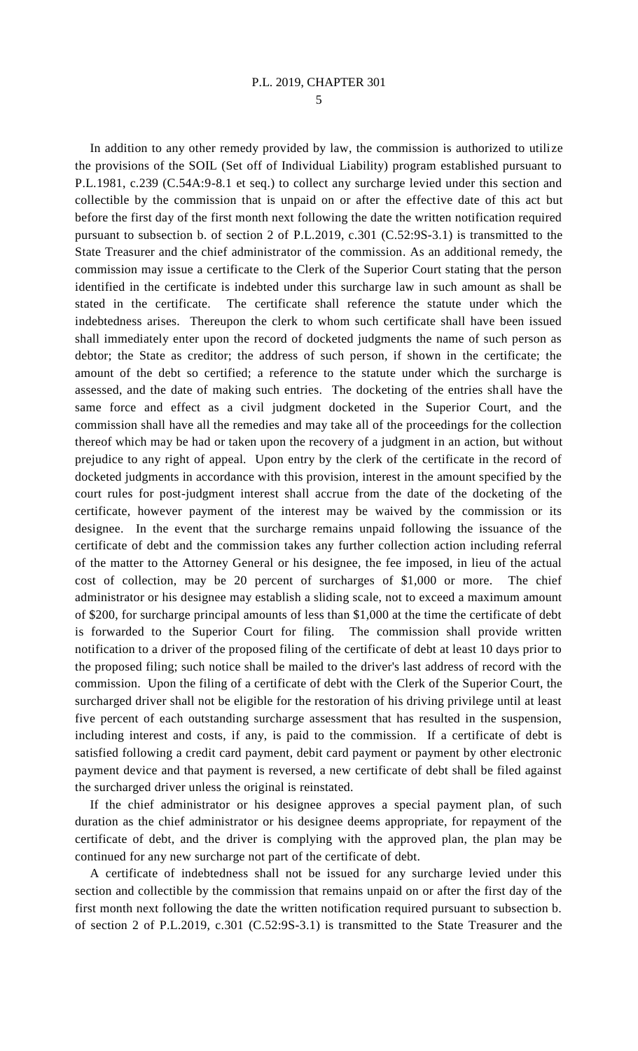In addition to any other remedy provided by law, the commission is authorized to utilize the provisions of the SOIL (Set off of Individual Liability) program established pursuant to P.L.1981, c.239 (C.54A:9-8.1 et seq.) to collect any surcharge levied under this section and collectible by the commission that is unpaid on or after the effective date of this act but before the first day of the first month next following the date the written notification required pursuant to subsection b. of section 2 of P.L.2019, c.301 (C.52:9S-3.1) is transmitted to the State Treasurer and the chief administrator of the commission. As an additional remedy, the commission may issue a certificate to the Clerk of the Superior Court stating that the person identified in the certificate is indebted under this surcharge law in such amount as shall be stated in the certificate. The certificate shall reference the statute under which the indebtedness arises. Thereupon the clerk to whom such certificate shall have been issued shall immediately enter upon the record of docketed judgments the name of such person as debtor; the State as creditor; the address of such person, if shown in the certificate; the amount of the debt so certified; a reference to the statute under which the surcharge is assessed, and the date of making such entries. The docketing of the entries shall have the same force and effect as a civil judgment docketed in the Superior Court, and the commission shall have all the remedies and may take all of the proceedings for the collection thereof which may be had or taken upon the recovery of a judgment in an action, but without prejudice to any right of appeal. Upon entry by the clerk of the certificate in the record of docketed judgments in accordance with this provision, interest in the amount specified by the court rules for post-judgment interest shall accrue from the date of the docketing of the certificate, however payment of the interest may be waived by the commission or its designee. In the event that the surcharge remains unpaid following the issuance of the certificate of debt and the commission takes any further collection action including referral of the matter to the Attorney General or his designee, the fee imposed, in lieu of the actual cost of collection, may be 20 percent of surcharges of $1,000 or more. The chief administrator or his designee may establish a sliding scale, not to exceed a maximum amount of $200, for surcharge principal amounts of less than $1,000 at the time the certificate of debt is forwarded to the Superior Court for filing. The commission shall provide written notification to a driver of the proposed filing of the certificate of debt at least 10 days prior to the proposed filing; such notice shall be mailed to the driver's last address of record with the commission. Upon the filing of a certificate of debt with the Clerk of the Superior Court, the surcharged driver shall not be eligible for the restoration of his driving privilege until at least five percent of each outstanding surcharge assessment that has resulted in the suspension, including interest and costs, if any, is paid to the commission. If a certificate of debt is satisfied following a credit card payment, debit card payment or payment by other electronic payment device and that payment is reversed, a new certificate of debt shall be filed against the surcharged driver unless the original is reinstated.

If the chief administrator or his designee approves a special payment plan, of such duration as the chief administrator or his designee deems appropriate, for repayment of the certificate of debt, and the driver is complying with the approved plan, the plan may be continued for any new surcharge not part of the certificate of debt.

A certificate of indebtedness shall not be issued for any surcharge levied under this section and collectible by the commission that remains unpaid on or after the first day of the first month next following the date the written notification required pursuant to subsection b. of section 2 of P.L.2019, c.301 (C.52:9S-3.1) is transmitted to the State Treasurer and the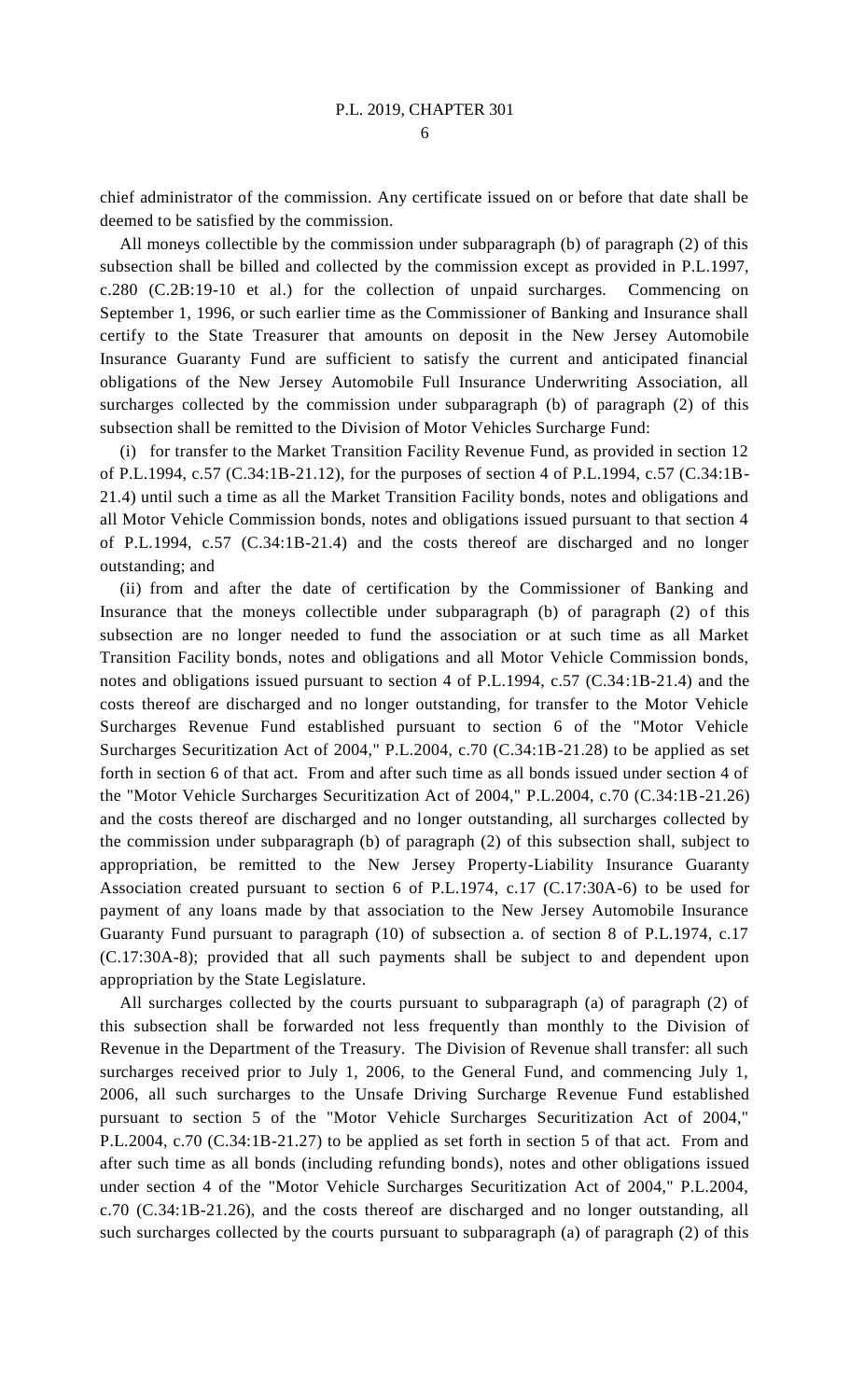chief administrator of the commission. Any certificate issued on or before that date shall be deemed to be satisfied by the commission.

All moneys collectible by the commission under subparagraph (b) of paragraph (2) of this subsection shall be billed and collected by the commission except as provided in P.L.1997, c.280 (C.2B:19-10 et al.) for the collection of unpaid surcharges. Commencing on September 1, 1996, or such earlier time as the Commissioner of Banking and Insurance shall certify to the State Treasurer that amounts on deposit in the New Jersey Automobile Insurance Guaranty Fund are sufficient to satisfy the current and anticipated financial obligations of the New Jersey Automobile Full Insurance Underwriting Association, all surcharges collected by the commission under subparagraph (b) of paragraph (2) of this subsection shall be remitted to the Division of Motor Vehicles Surcharge Fund:

(i) for transfer to the Market Transition Facility Revenue Fund, as provided in section 12 of P.L.1994, c.57 (C.34:1B-21.12), for the purposes of section 4 of P.L.1994, c.57 (C.34:1B-21.4) until such a time as all the Market Transition Facility bonds, notes and obligations and all Motor Vehicle Commission bonds, notes and obligations issued pursuant to that section 4 of P.L.1994, c.57 (C.34:1B-21.4) and the costs thereof are discharged and no longer outstanding; and

(ii) from and after the date of certification by the Commissioner of Banking and Insurance that the moneys collectible under subparagraph (b) of paragraph (2) of this subsection are no longer needed to fund the association or at such time as all Market Transition Facility bonds, notes and obligations and all Motor Vehicle Commission bonds, notes and obligations issued pursuant to section 4 of P.L.1994, c.57 (C.34:1B-21.4) and the costs thereof are discharged and no longer outstanding, for transfer to the Motor Vehicle Surcharges Revenue Fund established pursuant to section 6 of the "Motor Vehicle Surcharges Securitization Act of 2004," P.L.2004, c.70 (C.34:1B-21.28) to be applied as set forth in section 6 of that act. From and after such time as all bonds issued under section 4 of the "Motor Vehicle Surcharges Securitization Act of 2004," P.L.2004, c.70 (C.34:1B-21.26) and the costs thereof are discharged and no longer outstanding, all surcharges collected by the commission under subparagraph (b) of paragraph (2) of this subsection shall, subject to appropriation, be remitted to the New Jersey Property-Liability Insurance Guaranty Association created pursuant to section 6 of P.L.1974, c.17 (C.17:30A-6) to be used for payment of any loans made by that association to the New Jersey Automobile Insurance Guaranty Fund pursuant to paragraph (10) of subsection a. of section 8 of P.L.1974, c.17 (C.17:30A-8); provided that all such payments shall be subject to and dependent upon appropriation by the State Legislature.

All surcharges collected by the courts pursuant to subparagraph (a) of paragraph (2) of this subsection shall be forwarded not less frequently than monthly to the Division of Revenue in the Department of the Treasury. The Division of Revenue shall transfer: all such surcharges received prior to July 1, 2006, to the General Fund, and commencing July 1, 2006, all such surcharges to the Unsafe Driving Surcharge Revenue Fund established pursuant to section 5 of the "Motor Vehicle Surcharges Securitization Act of 2004," P.L.2004, c.70 (C.34:1B-21.27) to be applied as set forth in section 5 of that act. From and after such time as all bonds (including refunding bonds), notes and other obligations issued under section 4 of the "Motor Vehicle Surcharges Securitization Act of 2004," P.L.2004, c.70 (C.34:1B-21.26), and the costs thereof are discharged and no longer outstanding, all such surcharges collected by the courts pursuant to subparagraph (a) of paragraph (2) of this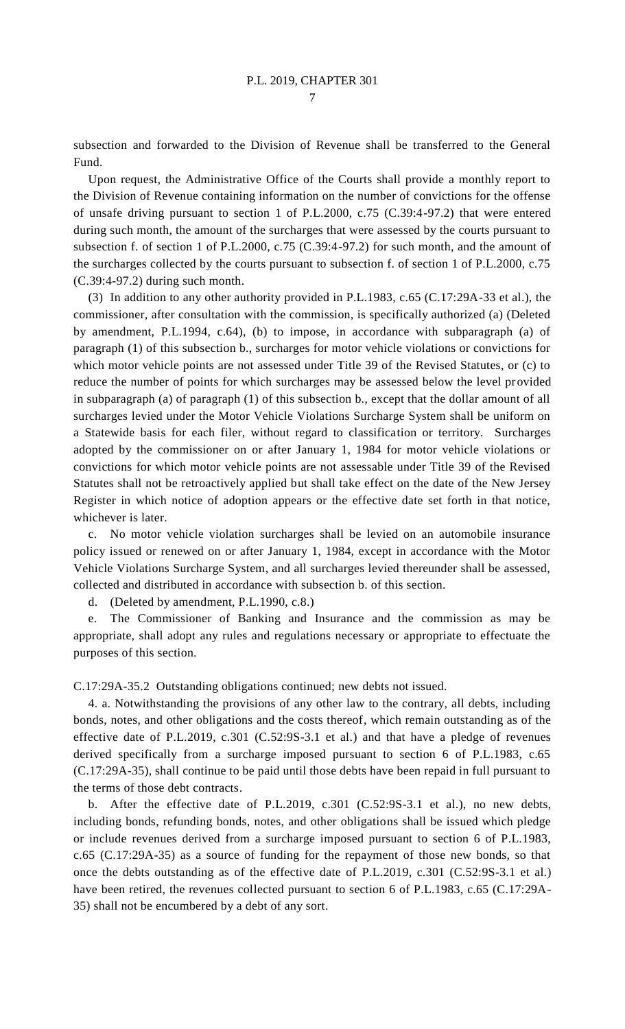subsection and forwarded to the Division of Revenue shall be transferred to the General Fund.

Upon request, the Administrative Office of the Courts shall provide a monthly report to the Division of Revenue containing information on the number of convictions for the offense of unsafe driving pursuant to section 1 of P.L.2000, c.75 (C.39:4-97.2) that were entered during such month, the amount of the surcharges that were assessed by the courts pursuant to subsection f. of section 1 of P.L.2000, c.75 (C.39:4-97.2) for such month, and the amount of the surcharges collected by the courts pursuant to subsection f. of section 1 of P.L.2000, c.75 (C.39:4-97.2) during such month.

(3) In addition to any other authority provided in P.L.1983, c.65 (C.17:29A-33 et al.), the commissioner, after consultation with the commission, is specifically authorized (a) (Deleted by amendment, P.L.1994, c.64), (b) to impose, in accordance with subparagraph (a) of paragraph (1) of this subsection b., surcharges for motor vehicle violations or convictions for which motor vehicle points are not assessed under Title 39 of the Revised Statutes, or (c) to reduce the number of points for which surcharges may be assessed below the level provided in subparagraph (a) of paragraph (1) of this subsection b., except that the dollar amount of all surcharges levied under the Motor Vehicle Violations Surcharge System shall be uniform on a Statewide basis for each filer, without regard to classification or territory. Surcharges adopted by the commissioner on or after January 1, 1984 for motor vehicle violations or convictions for which motor vehicle points are not assessable under Title 39 of the Revised Statutes shall not be retroactively applied but shall take effect on the date of the New Jersey Register in which notice of adoption appears or the effective date set forth in that notice, whichever is later.

c. No motor vehicle violation surcharges shall be levied on an automobile insurance policy issued or renewed on or after January 1, 1984, except in accordance with the Motor Vehicle Violations Surcharge System, and all surcharges levied thereunder shall be assessed, collected and distributed in accordance with subsection b. of this section.

d. (Deleted by amendment, P.L.1990, c.8.)

e. The Commissioner of Banking and Insurance and the commission as may be appropriate, shall adopt any rules and regulations necessary or appropriate to effectuate the purposes of this section.

C.17:29A-35.2 Outstanding obligations continued; new debts not issued.

4. a. Notwithstanding the provisions of any other law to the contrary, all debts, including bonds, notes, and other obligations and the costs thereof, which remain outstanding as of the effective date of P.L.2019, c.301 (C.52:9S-3.1 et al.) and that have a pledge of revenues derived specifically from a surcharge imposed pursuant to section 6 of P.L.1983, c.65 (C.17:29A-35), shall continue to be paid until those debts have been repaid in full pursuant to the terms of those debt contracts.

b. After the effective date of P.L.2019, c.301 (C.52:9S-3.1 et al.), no new debts, including bonds, refunding bonds, notes, and other obligations shall be issued which pledge or include revenues derived from a surcharge imposed pursuant to section 6 of P.L.1983, c.65 (C.17:29A-35) as a source of funding for the repayment of those new bonds, so that once the debts outstanding as of the effective date of P.L.2019, c.301 (C.52:9S-3.1 et al.) have been retired, the revenues collected pursuant to section 6 of P.L.1983, c.65 (C.17:29A-35) shall not be encumbered by a debt of any sort.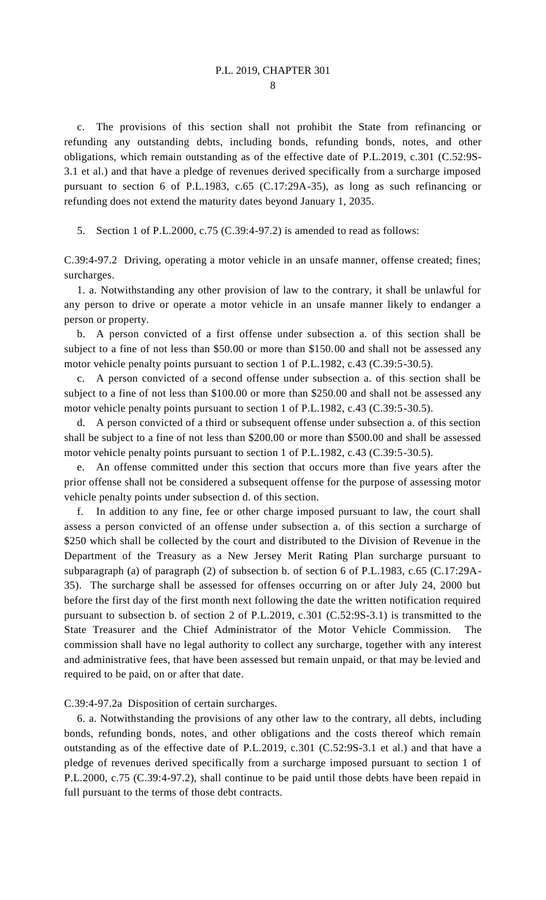c. The provisions of this section shall not prohibit the State from refinancing or refunding any outstanding debts, including bonds, refunding bonds, notes, and other obligations, which remain outstanding as of the effective date of P.L.2019, c.301 (C.52:9S-3.1 et al.) and that have a pledge of revenues derived specifically from a surcharge imposed pursuant to section 6 of P.L.1983, c.65 (C.17:29A-35), as long as such refinancing or refunding does not extend the maturity dates beyond January 1, 2035.

5. Section 1 of P.L.2000, c.75 (C.39:4-97.2) is amended to read as follows:

C.39:4-97.2 Driving, operating a motor vehicle in an unsafe manner, offense created; fines; surcharges.

1. a. Notwithstanding any other provision of law to the contrary, it shall be unlawful for any person to drive or operate a motor vehicle in an unsafe manner likely to endanger a person or property.

b. A person convicted of a first offense under subsection a. of this section shall be subject to a fine of not less than $50.00 or more than $150.00 and shall not be assessed any motor vehicle penalty points pursuant to section 1 of P.L.1982, c.43 (C.39:5-30.5).

c. A person convicted of a second offense under subsection a. of this section shall be subject to a fine of not less than $100.00 or more than $250.00 and shall not be assessed any motor vehicle penalty points pursuant to section 1 of P.L.1982, c.43 (C.39:5-30.5).

d. A person convicted of a third or subsequent offense under subsection a. of this section shall be subject to a fine of not less than $200.00 or more than $500.00 and shall be assessed motor vehicle penalty points pursuant to section 1 of P.L.1982, c.43 (C.39:5-30.5).

e. An offense committed under this section that occurs more than five years after the prior offense shall not be considered a subsequent offense for the purpose of assessing motor vehicle penalty points under subsection d. of this section.

f. In addition to any fine, fee or other charge imposed pursuant to law, the court shall assess a person convicted of an offense under subsection a. of this section a surcharge of $250 which shall be collected by the court and distributed to the Division of Revenue in the Department of the Treasury as a New Jersey Merit Rating Plan surcharge pursuant to subparagraph (a) of paragraph (2) of subsection b. of section 6 of P.L.1983, c.65 (C.17:29A-35). The surcharge shall be assessed for offenses occurring on or after July 24, 2000 but before the first day of the first month next following the date the written notification required pursuant to subsection b. of section 2 of P.L.2019, c.301 (C.52:9S-3.1) is transmitted to the State Treasurer and the Chief Administrator of the Motor Vehicle Commission. The commission shall have no legal authority to collect any surcharge, together with any interest and administrative fees, that have been assessed but remain unpaid, or that may be levied and required to be paid, on or after that date.

C.39:4-97.2a Disposition of certain surcharges.

6. a. Notwithstanding the provisions of any other law to the contrary, all debts, including bonds, refunding bonds, notes, and other obligations and the costs thereof which remain outstanding as of the effective date of P.L.2019, c.301 (C.52:9S-3.1 et al.) and that have a pledge of revenues derived specifically from a surcharge imposed pursuant to section 1 of P.L.2000, c.75 (C.39:4-97.2), shall continue to be paid until those debts have been repaid in full pursuant to the terms of those debt contracts.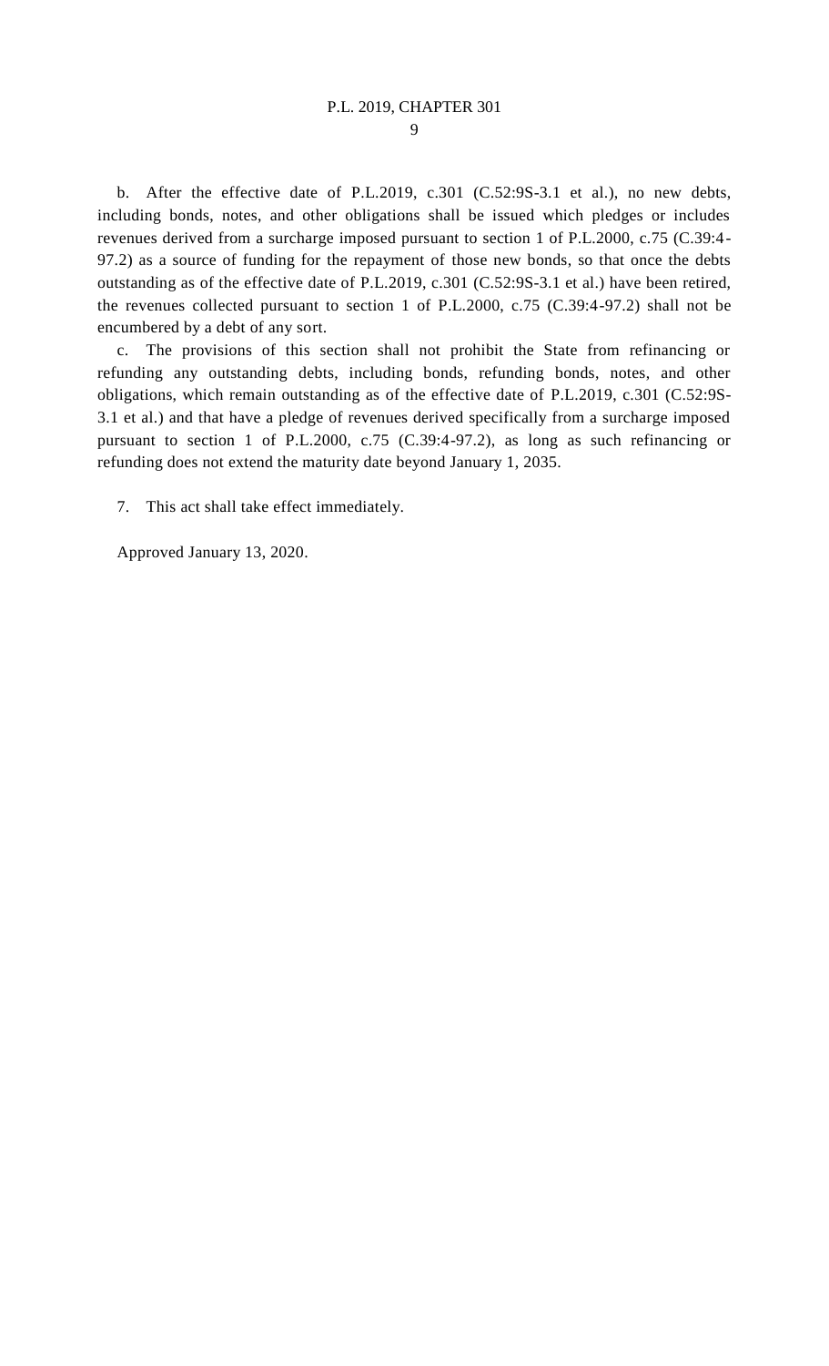b. After the effective date of P.L.2019, c.301 (C.52:9S-3.1 et al.), no new debts, including bonds, notes, and other obligations shall be issued which pledges or includes revenues derived from a surcharge imposed pursuant to section 1 of P.L.2000, c.75 (C.39:4-97.2) as a source of funding for the repayment of those new bonds, so that once the debts outstanding as of the effective date of P.L.2019, c.301 (C.52:9S-3.1 et al.) have been retired, the revenues collected pursuant to section 1 of P.L.2000, c.75 (C.39:4-97.2) shall not be encumbered by a debt of any sort.

c. The provisions of this section shall not prohibit the State from refinancing or refunding any outstanding debts, including bonds, refunding bonds, notes, and other obligations, which remain outstanding as of the effective date of P.L.2019, c.301 (C.52:9S-3.1 et al.) and that have a pledge of revenues derived specifically from a surcharge imposed pursuant to section 1 of P.L.2000, c.75 (C.39:4-97.2), as long as such refinancing or refunding does not extend the maturity date beyond January 1, 2035.

7. This act shall take effect immediately.

Approved January 13, 2020.